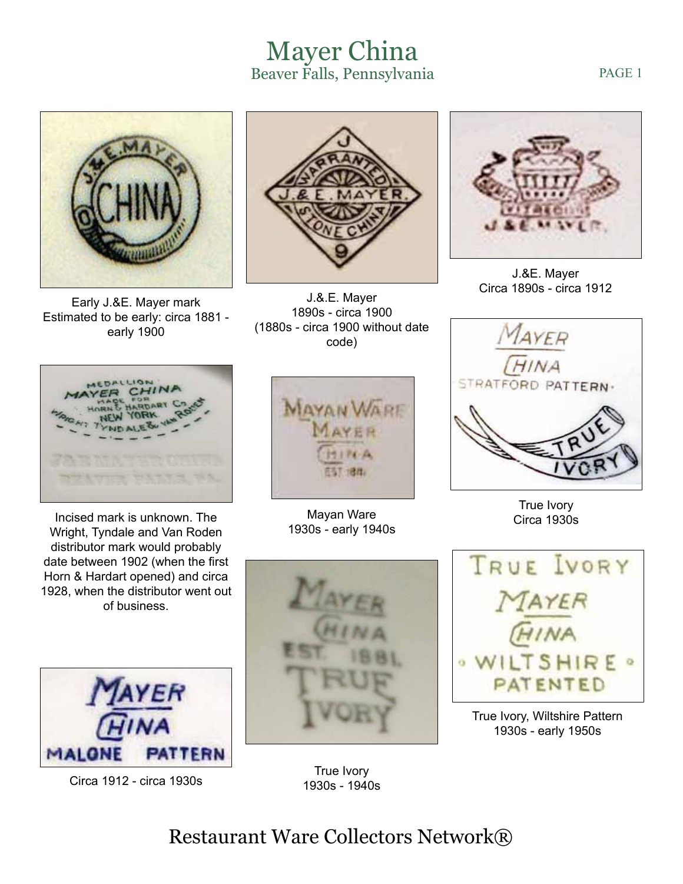# Mayer China

## Beaver Falls, Pennsylvania

Early J.&E. Mayer mark
Estimated to be early: circa 1881 - early 1900

J.&E. Mayer
1890s - circa 1900
(1880s - circa 1900 without date code)

J.&E. Mayer
Circa 1890s - circa 1912

Incised mark is unknown. The Wright, Tyndale and Van Roden distributor mark would probably date between 1902 (when the first Horn & Hardart opened) and circa 1928, when the distributor went out of business.

Mayan Ware
1930s - early 1940s

True Ivory
Circa 1930s

Circa 1912 - circa 1930s

True Ivory
1930s - 1940s

True Ivory, Wiltshire Pattern
1930s - early 1950s

Restaurant Ware Collectors Network®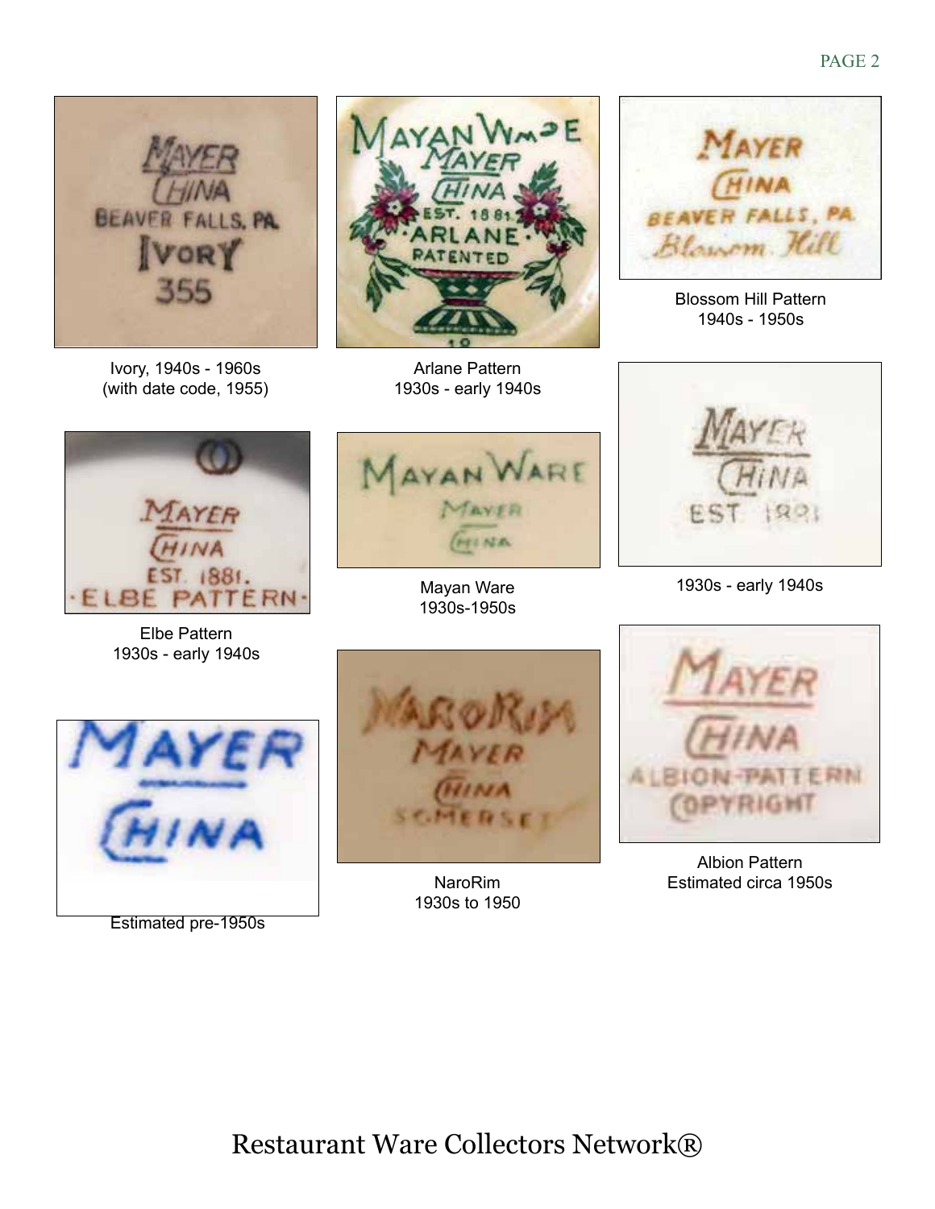Ivory, 1940s - 1960s
(with date code, 1955)

Arlane Pattern
1930s - early 1940s

Blossom Hill Pattern
1940s - 1950s

Elbe Pattern
1930s - early 1940s

Mayan Ware
1930s-1950s

1930s - early 1940s

Estimated pre-1950s

NaroRim
1930s to 1950

Albion Pattern
Estimated circa 1950s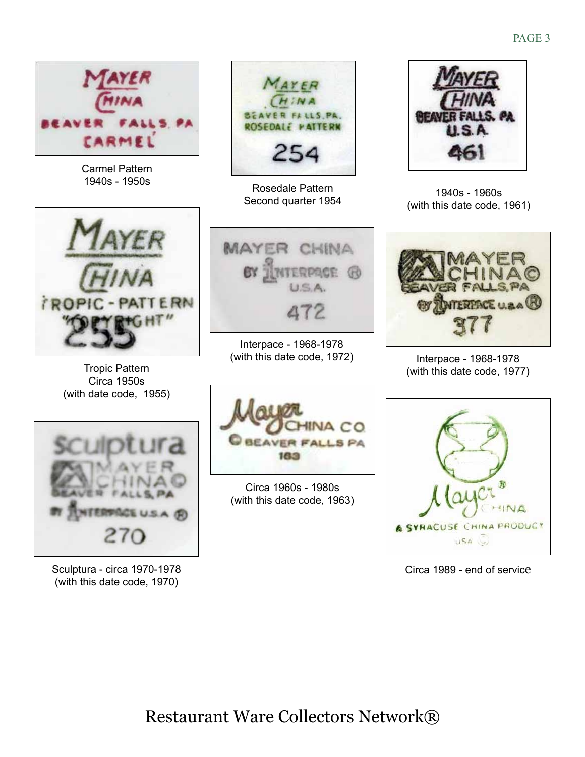Carmel Pattern
1940s - 1950s

Rosedale Pattern
Second quarter 1954

1940s - 1960s
(with this date code, 1961)

Tropic Pattern
Circa 1950s
(with date code, 1955)

Interpace - 1968-1978
(with this date code, 1972)

Interpace - 1968-1978
(with this date code, 1977)

Circa 1960s - 1980s
(with this date code, 1963)

Sculptura - circa 1970-1978
(with this date code, 1970)

Circa 1989 - end of service

Restaurant Ware Collectors Network®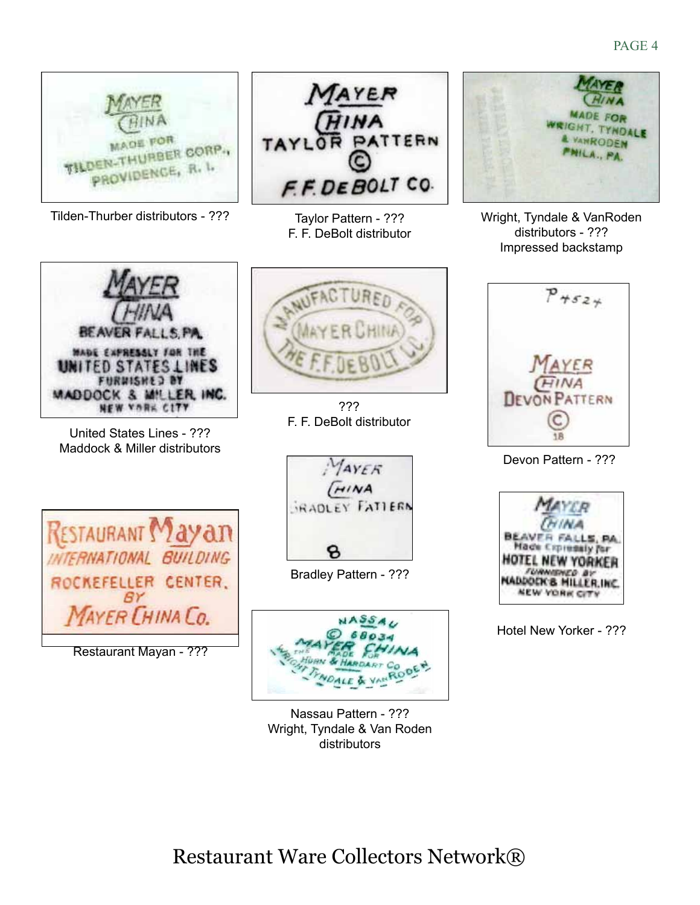Tilden-Thurber distributors - ???

Taylor Pattern - ???
F. F. DeBolt distributor

Wright, Tyndale & VanRoden distributors - ???
Impressed backstamp

United States Lines - ???
Maddock & Miller distributors

???
F. F. DeBolt distributor

Devon Pattern - ???

Bradley Pattern - ???

Restaurant Mayan - ???

Hotel New Yorker - ???

Nassau Pattern - ???
Wright, Tyndale & Van Roden distributors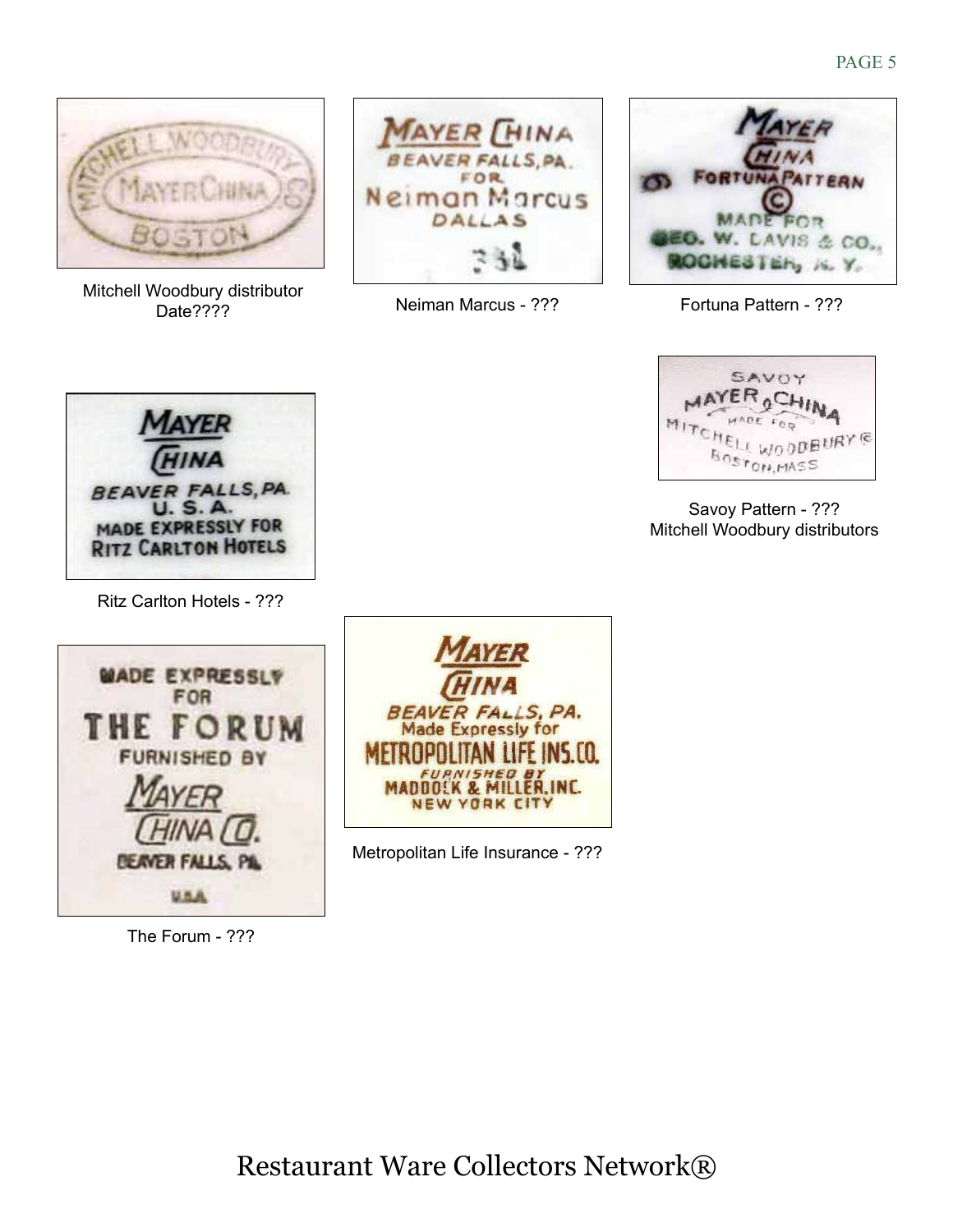MITCHELL WOODBURY CO.
MAYER CHINA
BOSTON

Mitchell Woodbury distributor
Date????

MAYER CHINA
BEAVER FALLS, PA.
FOR
Neiman Marcus
DALLAS
331

Neiman Marcus - ???

MAYER
CHINA
FORTUNA PATTERN
©
MADE FOR
GEO. W. DAVIS & CO.,
ROCHESTER, N. Y.

Fortuna Pattern - ???

MAYER
CHINA
BEAVER FALLS, PA.
U. S. A.
MADE EXPRESSLY FOR
RITZ CARLTON HOTELS

Ritz Carlton Hotels - ???

SAVOY
MAYER CHINA
MADE FOR
MITCHELL WOODBURY ©
BOSTON, MASS

Savoy Pattern - ???
Mitchell Woodbury distributors

MADE EXPRESSLY
FOR
THE FORUM
FURNISHED BY
MAYER
CHINA CO.
BEAVER FALLS, PA.
U.S.A.

The Forum - ???

MAYER
CHINA
BEAVER FALLS, PA.
Made Expressly for
METROPOLITAN LIFE INS. CO.
FURNISHED BY
MADDOCK & MILLER, INC.
NEW YORK CITY

Metropolitan Life Insurance - ???

Restaurant Ware Collectors Network®